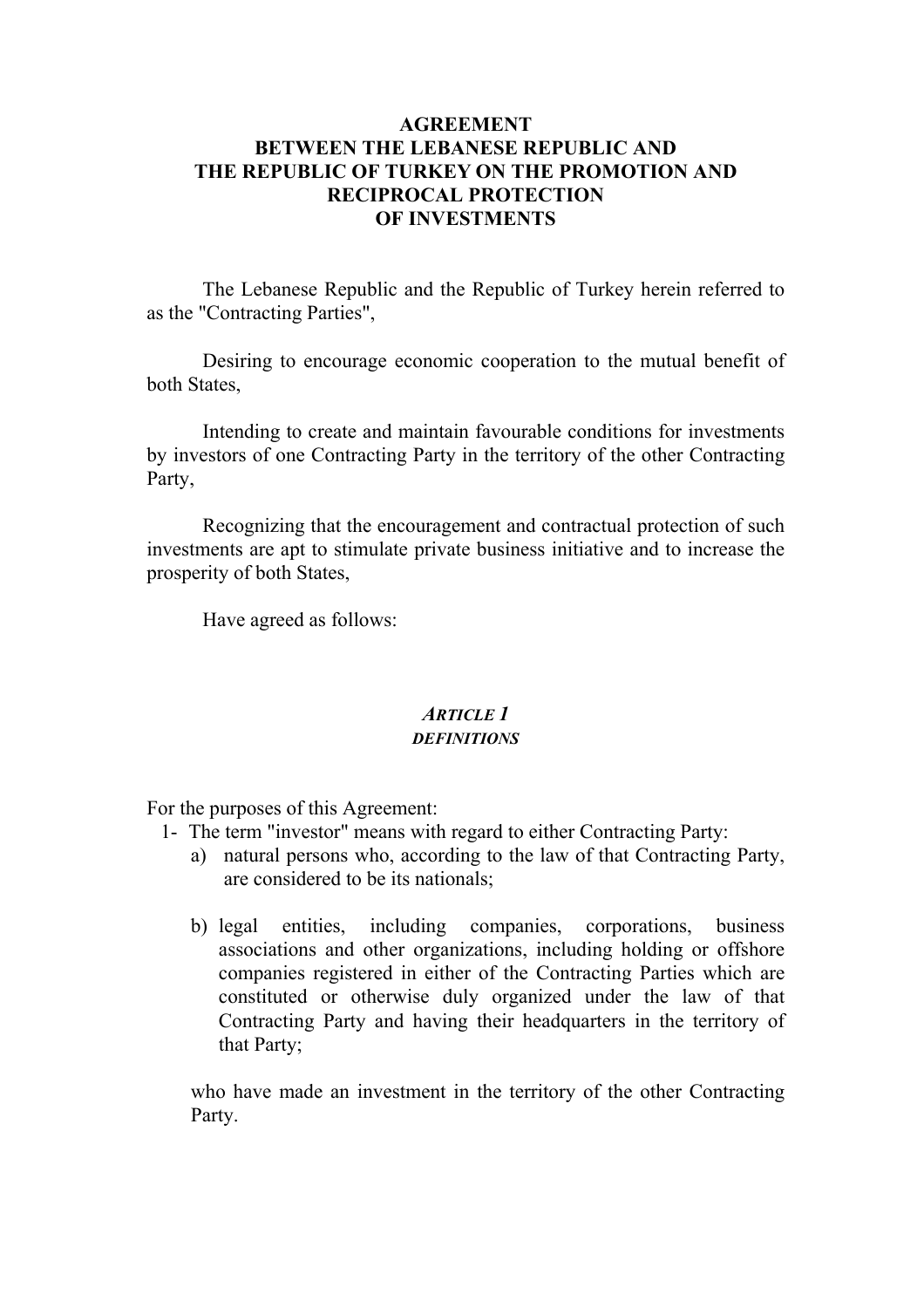# AGREEMENT
# BETWEEN THE LEBANESE REPUBLIC AND THE REPUBLIC OF TURKEY ON THE PROMOTION AND RECIPROCAL PROTECTION OF INVESTMENTS

The Lebanese Republic and the Republic of Turkey herein referred to as the "Contracting Parties",

Desiring to encourage economic cooperation to the mutual benefit of both States,

Intending to create and maintain favourable conditions for investments by investors of one Contracting Party in the territory of the other Contracting Party,

Recognizing that the encouragement and contractual protection of such investments are apt to stimulate private business initiative and to increase the prosperity of both States,

Have agreed as follows:

## *ARTICLE 1*
### *DEFINITIONS*

For the purposes of this Agreement:

1- The term "investor" means with regard to either Contracting Party:

   a) natural persons who, according to the law of that Contracting Party, are considered to be its nationals;

   b) legal entities, including companies, corporations, business associations and other organizations, including holding or offshore companies registered in either of the Contracting Parties which are constituted or otherwise duly organized under the law of that Contracting Party and having their headquarters in the territory of that Party;

   who have made an investment in the territory of the other Contracting Party.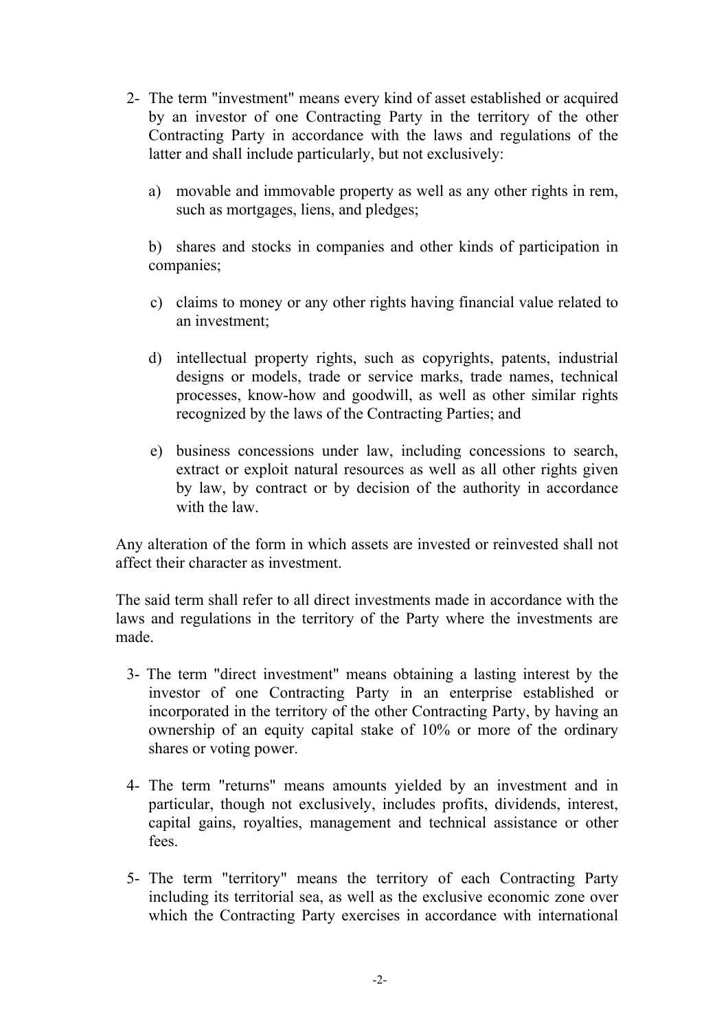2- The term "investment" means every kind of asset established or acquired by an investor of one Contracting Party in the territory of the other Contracting Party in accordance with the laws and regulations of the latter and shall include particularly, but not exclusively:

   a) movable and immovable property as well as any other rights in rem, such as mortgages, liens, and pledges;

   b) shares and stocks in companies and other kinds of participation in companies;

   c) claims to money or any other rights having financial value related to an investment;

   d) intellectual property rights, such as copyrights, patents, industrial designs or models, trade or service marks, trade names, technical processes, know-how and goodwill, as well as other similar rights recognized by the laws of the Contracting Parties; and

   e) business concessions under law, including concessions to search, extract or exploit natural resources as well as all other rights given by law, by contract or by decision of the authority in accordance with the law.

Any alteration of the form in which assets are invested or reinvested shall not affect their character as investment.

The said term shall refer to all direct investments made in accordance with the laws and regulations in the territory of the Party where the investments are made.

3- The term "direct investment" means obtaining a lasting interest by the investor of one Contracting Party in an enterprise established or incorporated in the territory of the other Contracting Party, by having an ownership of an equity capital stake of 10% or more of the ordinary shares or voting power.

4- The term "returns" means amounts yielded by an investment and in particular, though not exclusively, includes profits, dividends, interest, capital gains, royalties, management and technical assistance or other fees.

5- The term "territory" means the territory of each Contracting Party including its territorial sea, as well as the exclusive economic zone over which the Contracting Party exercises in accordance with international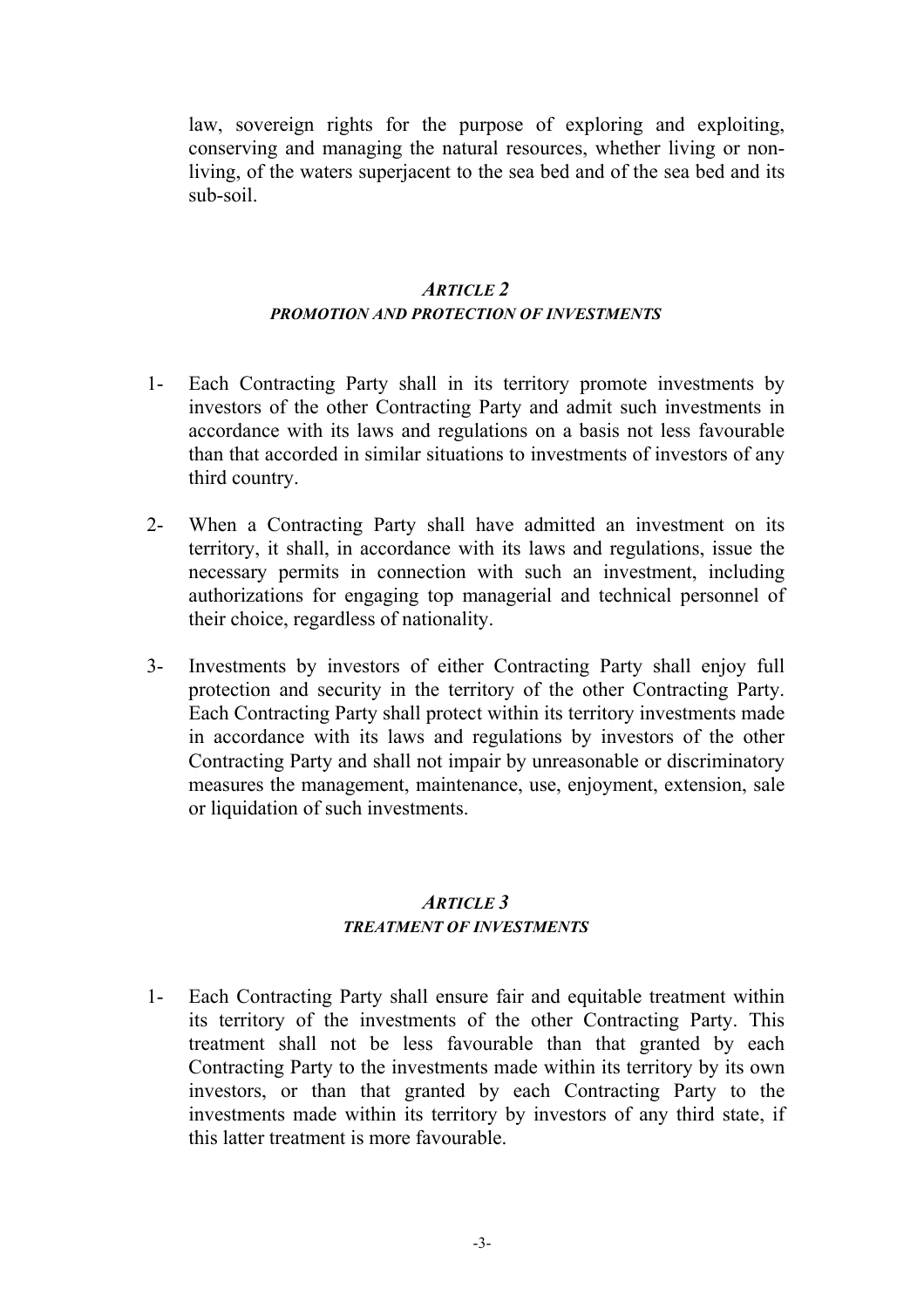law, sovereign rights for the purpose of exploring and exploiting, conserving and managing the natural resources, whether living or non-living, of the waters superjacent to the sea bed and of the sea bed and its sub-soil.

## *ARTICLE 2*
### *PROMOTION AND PROTECTION OF INVESTMENTS*

1- Each Contracting Party shall in its territory promote investments by investors of the other Contracting Party and admit such investments in accordance with its laws and regulations on a basis not less favourable than that accorded in similar situations to investments of investors of any third country.

2- When a Contracting Party shall have admitted an investment on its territory, it shall, in accordance with its laws and regulations, issue the necessary permits in connection with such an investment, including authorizations for engaging top managerial and technical personnel of their choice, regardless of nationality.

3- Investments by investors of either Contracting Party shall enjoy full protection and security in the territory of the other Contracting Party. Each Contracting Party shall protect within its territory investments made in accordance with its laws and regulations by investors of the other Contracting Party and shall not impair by unreasonable or discriminatory measures the management, maintenance, use, enjoyment, extension, sale or liquidation of such investments.

## *ARTICLE 3*
### *TREATMENT OF INVESTMENTS*

1- Each Contracting Party shall ensure fair and equitable treatment within its territory of the investments of the other Contracting Party. This treatment shall not be less favourable than that granted by each Contracting Party to the investments made within its territory by its own investors, or than that granted by each Contracting Party to the investments made within its territory by investors of any third state, if this latter treatment is more favourable.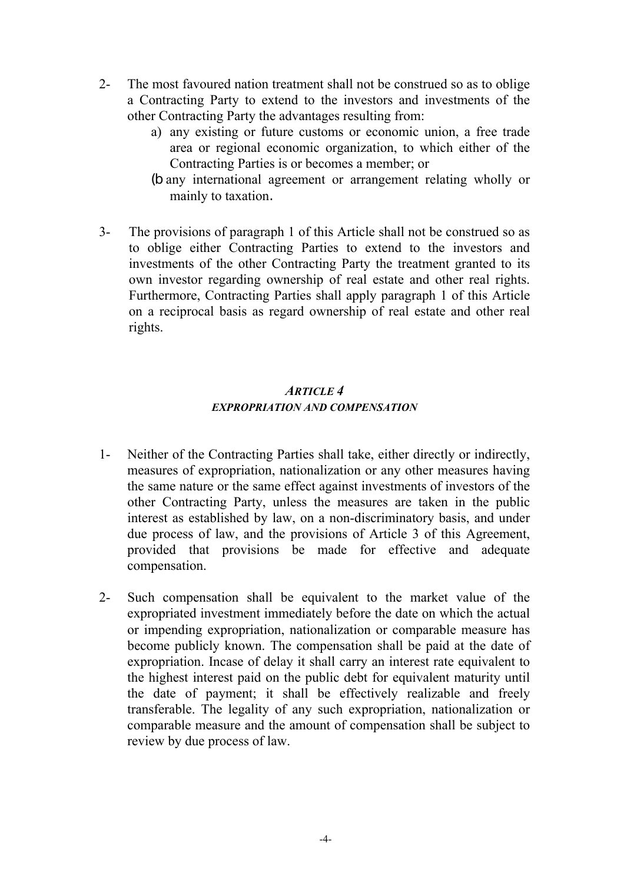2- The most favoured nation treatment shall not be construed so as to oblige a Contracting Party to extend to the investors and investments of the other Contracting Party the advantages resulting from:

   a) any existing or future customs or economic union, a free trade area or regional economic organization, to which either of the Contracting Parties is or becomes a member; or

   (b any international agreement or arrangement relating wholly or mainly to taxation.

3- The provisions of paragraph 1 of this Article shall not be construed so as to oblige either Contracting Parties to extend to the investors and investments of the other Contracting Party the treatment granted to its own investor regarding ownership of real estate and other real rights. Furthermore, Contracting Parties shall apply paragraph 1 of this Article on a reciprocal basis as regard ownership of real estate and other real rights.

### *ARTICLE 4*
### *EXPROPRIATION AND COMPENSATION*

1- Neither of the Contracting Parties shall take, either directly or indirectly, measures of expropriation, nationalization or any other measures having the same nature or the same effect against investments of investors of the other Contracting Party, unless the measures are taken in the public interest as established by law, on a non-discriminatory basis, and under due process of law, and the provisions of Article 3 of this Agreement, provided that provisions be made for effective and adequate compensation.

2- Such compensation shall be equivalent to the market value of the expropriated investment immediately before the date on which the actual or impending expropriation, nationalization or comparable measure has become publicly known. The compensation shall be paid at the date of expropriation. Incase of delay it shall carry an interest rate equivalent to the highest interest paid on the public debt for equivalent maturity until the date of payment; it shall be effectively realizable and freely transferable. The legality of any such expropriation, nationalization or comparable measure and the amount of compensation shall be subject to review by due process of law.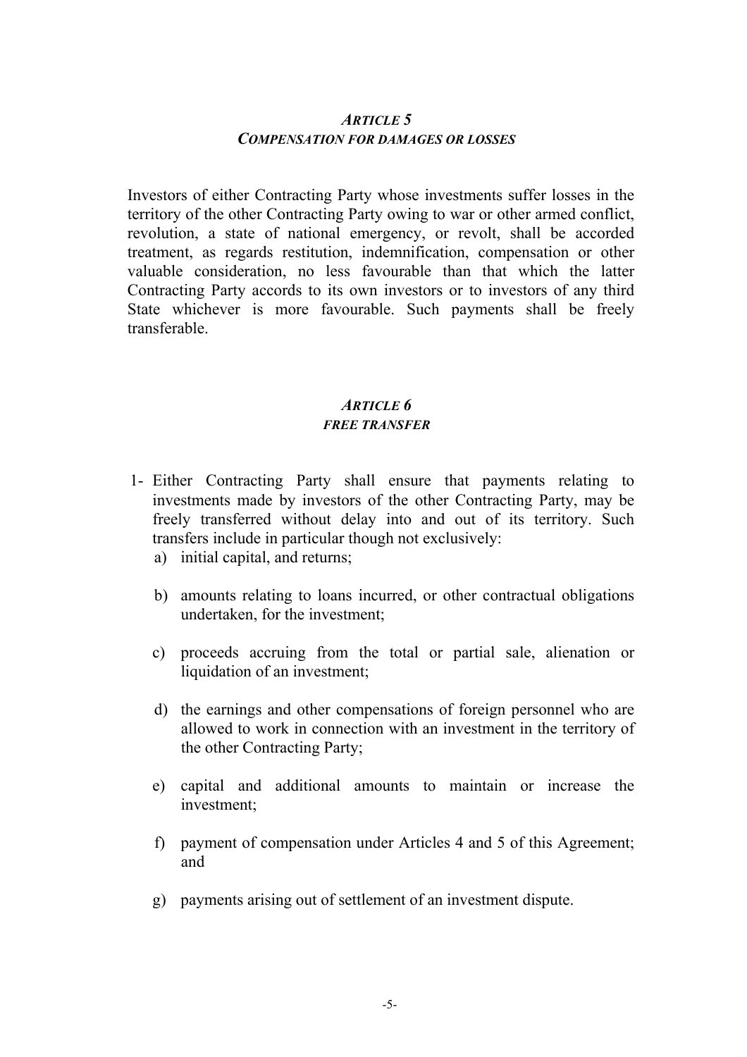### *ARTICLE 5*
### *COMPENSATION FOR DAMAGES OR LOSSES*

Investors of either Contracting Party whose investments suffer losses in the territory of the other Contracting Party owing to war or other armed conflict, revolution, a state of national emergency, or revolt, shall be accorded treatment, as regards restitution, indemnification, compensation or other valuable consideration, no less favourable than that which the latter Contracting Party accords to its own investors or to investors of any third State whichever is more favourable. Such payments shall be freely transferable.

### *ARTICLE 6*
### *FREE TRANSFER*

1- Either Contracting Party shall ensure that payments relating to investments made by investors of the other Contracting Party, may be freely transferred without delay into and out of its territory. Such transfers include in particular though not exclusively:

   a) initial capital, and returns;

   b) amounts relating to loans incurred, or other contractual obligations undertaken, for the investment;

   c) proceeds accruing from the total or partial sale, alienation or liquidation of an investment;

   d) the earnings and other compensations of foreign personnel who are allowed to work in connection with an investment in the territory of the other Contracting Party;

   e) capital and additional amounts to maintain or increase the investment;

   f) payment of compensation under Articles 4 and 5 of this Agreement; and

   g) payments arising out of settlement of an investment dispute.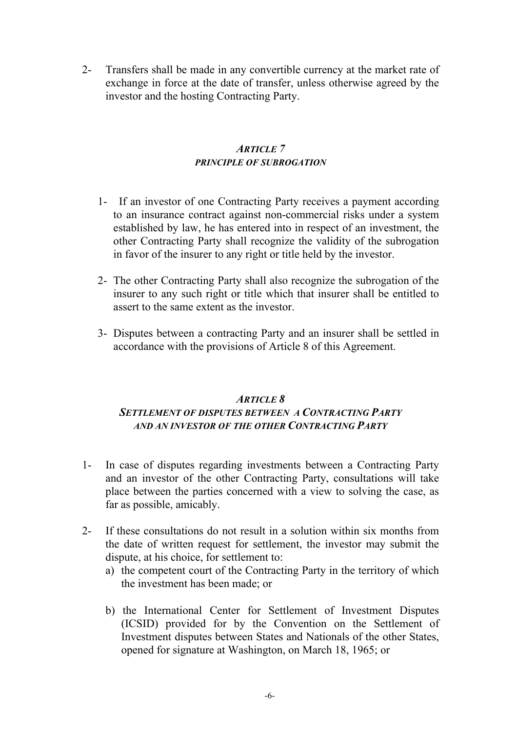2- Transfers shall be made in any convertible currency at the market rate of exchange in force at the date of transfer, unless otherwise agreed by the investor and the hosting Contracting Party.

## *ARTICLE 7*
## *PRINCIPLE OF SUBROGATION*

1- If an investor of one Contracting Party receives a payment according to an insurance contract against non-commercial risks under a system established by law, he has entered into in respect of an investment, the other Contracting Party shall recognize the validity of the subrogation in favor of the insurer to any right or title held by the investor.

2- The other Contracting Party shall also recognize the subrogation of the insurer to any such right or title which that insurer shall be entitled to assert to the same extent as the investor.

3- Disputes between a contracting Party and an insurer shall be settled in accordance with the provisions of Article 8 of this Agreement.

## *ARTICLE 8*
## *SETTLEMENT OF DISPUTES BETWEEN A CONTRACTING PARTY AND AN INVESTOR OF THE OTHER CONTRACTING PARTY*

1- In case of disputes regarding investments between a Contracting Party and an investor of the other Contracting Party, consultations will take place between the parties concerned with a view to solving the case, as far as possible, amicably.

2- If these consultations do not result in a solution within six months from the date of written request for settlement, the investor may submit the dispute, at his choice, for settlement to:

a) the competent court of the Contracting Party in the territory of which the investment has been made; or

b) the International Center for Settlement of Investment Disputes (ICSID) provided for by the Convention on the Settlement of Investment disputes between States and Nationals of the other States, opened for signature at Washington, on March 18, 1965; or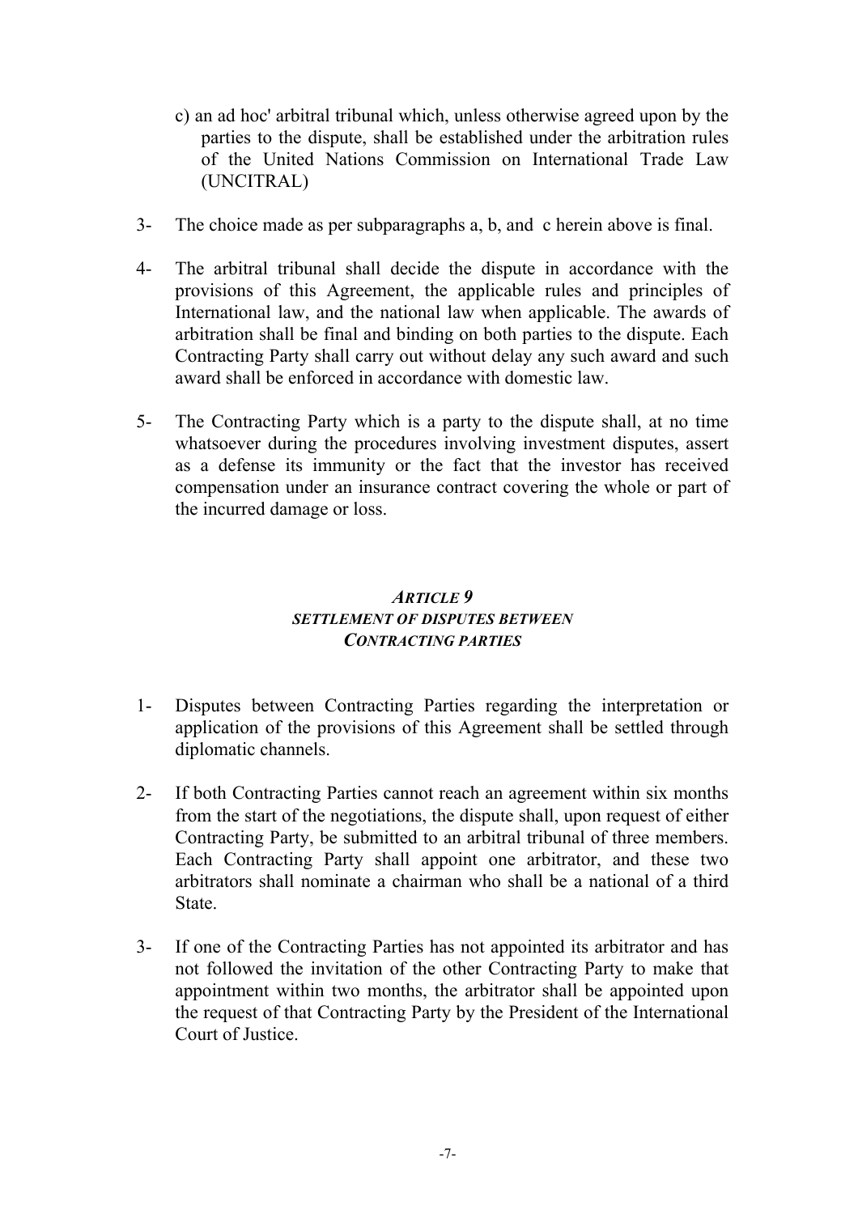c) an ad hoc' arbitral tribunal which, unless otherwise agreed upon by the parties to the dispute, shall be established under the arbitration rules of the United Nations Commission on International Trade Law (UNCITRAL)

3- The choice made as per subparagraphs a, b, and c herein above is final.

4- The arbitral tribunal shall decide the dispute in accordance with the provisions of this Agreement, the applicable rules and principles of International law, and the national law when applicable. The awards of arbitration shall be final and binding on both parties to the dispute. Each Contracting Party shall carry out without delay any such award and such award shall be enforced in accordance with domestic law.

5- The Contracting Party which is a party to the dispute shall, at no time whatsoever during the procedures involving investment disputes, assert as a defense its immunity or the fact that the investor has received compensation under an insurance contract covering the whole or part of the incurred damage or loss.

### *ARTICLE 9*
### *SETTLEMENT OF DISPUTES BETWEEN CONTRACTING PARTIES*

1- Disputes between Contracting Parties regarding the interpretation or application of the provisions of this Agreement shall be settled through diplomatic channels.

2- If both Contracting Parties cannot reach an agreement within six months from the start of the negotiations, the dispute shall, upon request of either Contracting Party, be submitted to an arbitral tribunal of three members. Each Contracting Party shall appoint one arbitrator, and these two arbitrators shall nominate a chairman who shall be a national of a third State.

3- If one of the Contracting Parties has not appointed its arbitrator and has not followed the invitation of the other Contracting Party to make that appointment within two months, the arbitrator shall be appointed upon the request of that Contracting Party by the President of the International Court of Justice.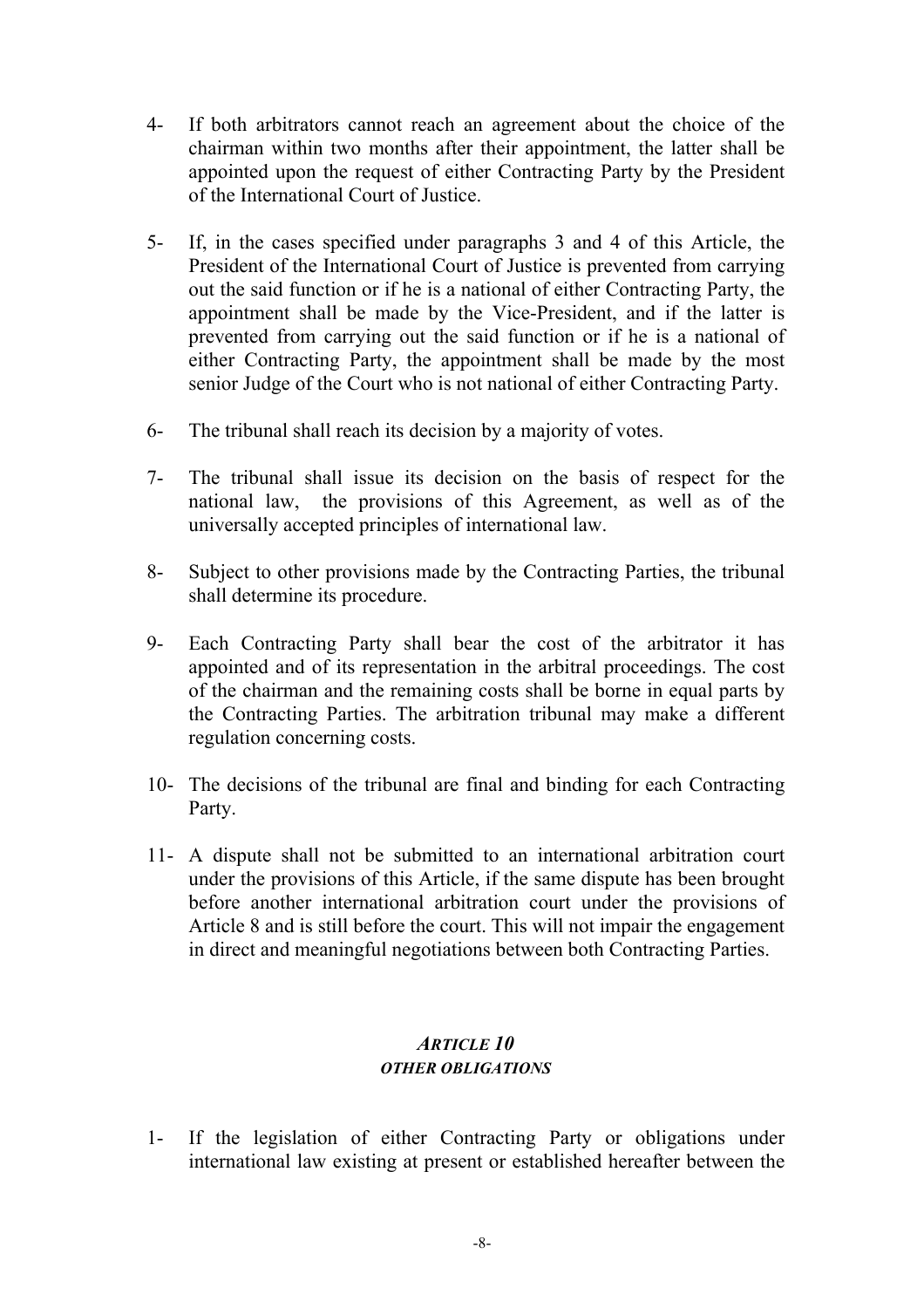4- If both arbitrators cannot reach an agreement about the choice of the chairman within two months after their appointment, the latter shall be appointed upon the request of either Contracting Party by the President of the International Court of Justice.

5- If, in the cases specified under paragraphs 3 and 4 of this Article, the President of the International Court of Justice is prevented from carrying out the said function or if he is a national of either Contracting Party, the appointment shall be made by the Vice-President, and if the latter is prevented from carrying out the said function or if he is a national of either Contracting Party, the appointment shall be made by the most senior Judge of the Court who is not national of either Contracting Party.

6- The tribunal shall reach its decision by a majority of votes.

7- The tribunal shall issue its decision on the basis of respect for the national law, the provisions of this Agreement, as well as of the universally accepted principles of international law.

8- Subject to other provisions made by the Contracting Parties, the tribunal shall determine its procedure.

9- Each Contracting Party shall bear the cost of the arbitrator it has appointed and of its representation in the arbitral proceedings. The cost of the chairman and the remaining costs shall be borne in equal parts by the Contracting Parties. The arbitration tribunal may make a different regulation concerning costs.

10- The decisions of the tribunal are final and binding for each Contracting Party.

11- A dispute shall not be submitted to an international arbitration court under the provisions of this Article, if the same dispute has been brought before another international arbitration court under the provisions of Article 8 and is still before the court. This will not impair the engagement in direct and meaningful negotiations between both Contracting Parties.

## *ARTICLE 10*
### *OTHER OBLIGATIONS*

1- If the legislation of either Contracting Party or obligations under international law existing at present or established hereafter between the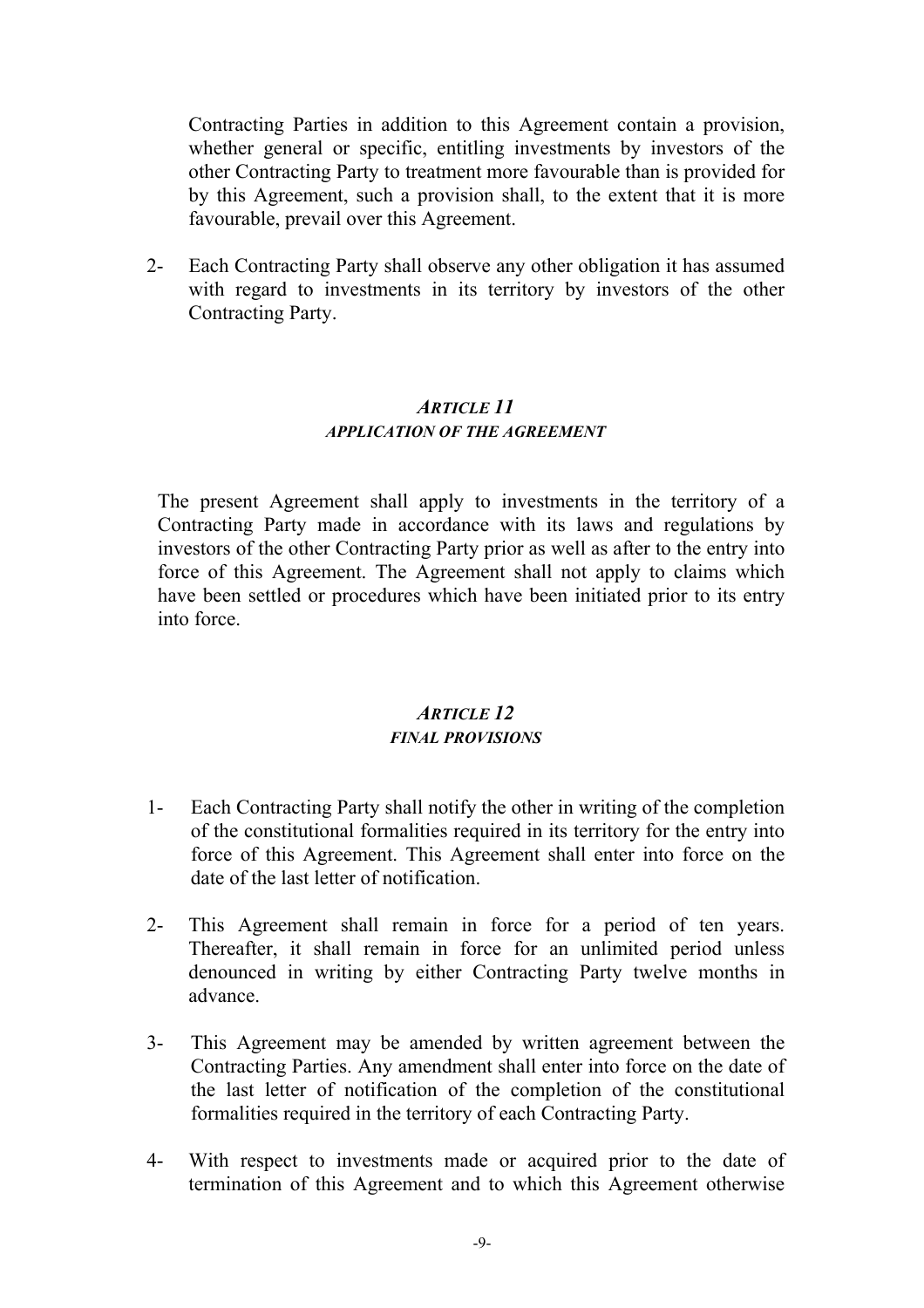Contracting Parties in addition to this Agreement contain a provision, whether general or specific, entitling investments by investors of the other Contracting Party to treatment more favourable than is provided for by this Agreement, such a provision shall, to the extent that it is more favourable, prevail over this Agreement.

2- Each Contracting Party shall observe any other obligation it has assumed with regard to investments in its territory by investors of the other Contracting Party.

### *ARTICLE 11*
### *APPLICATION OF THE AGREEMENT*

The present Agreement shall apply to investments in the territory of a Contracting Party made in accordance with its laws and regulations by investors of the other Contracting Party prior as well as after to the entry into force of this Agreement. The Agreement shall not apply to claims which have been settled or procedures which have been initiated prior to its entry into force.

### *ARTICLE 12*
### *FINAL PROVISIONS*

1- Each Contracting Party shall notify the other in writing of the completion of the constitutional formalities required in its territory for the entry into force of this Agreement. This Agreement shall enter into force on the date of the last letter of notification.

2- This Agreement shall remain in force for a period of ten years. Thereafter, it shall remain in force for an unlimited period unless denounced in writing by either Contracting Party twelve months in advance.

3- This Agreement may be amended by written agreement between the Contracting Parties. Any amendment shall enter into force on the date of the last letter of notification of the completion of the constitutional formalities required in the territory of each Contracting Party.

4- With respect to investments made or acquired prior to the date of termination of this Agreement and to which this Agreement otherwise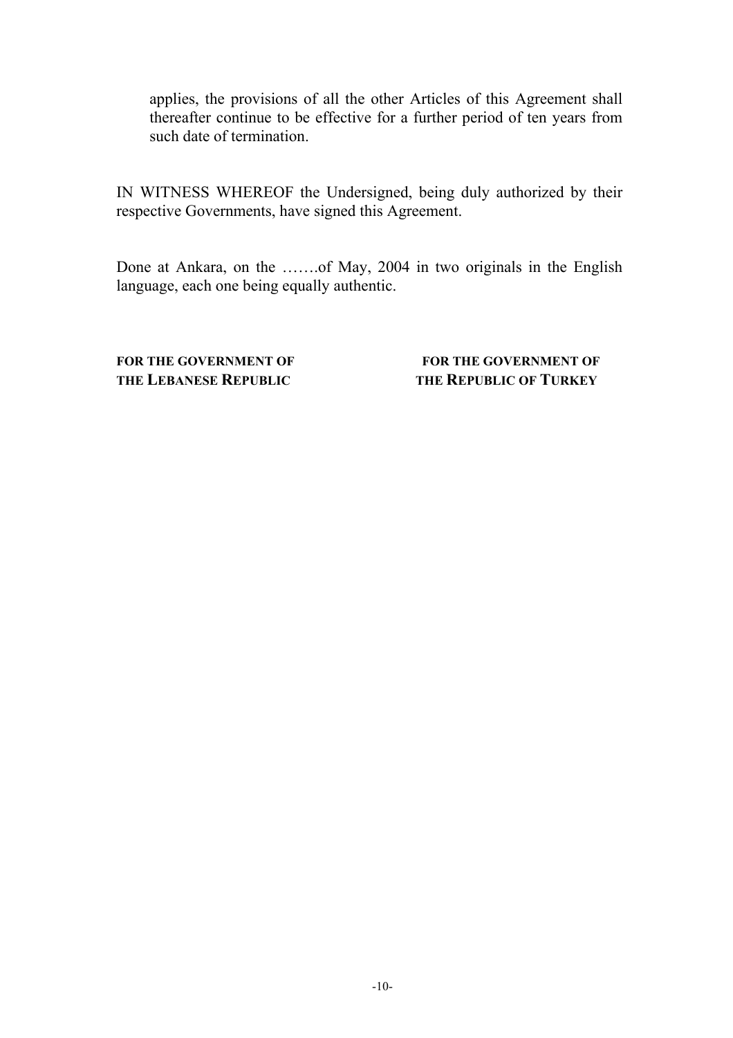applies, the provisions of all the other Articles of this Agreement shall thereafter continue to be effective for a further period of ten years from such date of termination.

IN WITNESS WHEREOF the Undersigned, being duly authorized by their respective Governments, have signed this Agreement.

Done at Ankara, on the …….of May, 2004 in two originals in the English language, each one being equally authentic.

| | |
|---|---|
| **FOR THE GOVERNMENT OF THE LEBANESE REPUBLIC** | **FOR THE GOVERNMENT OF THE REPUBLIC OF TURKEY** |